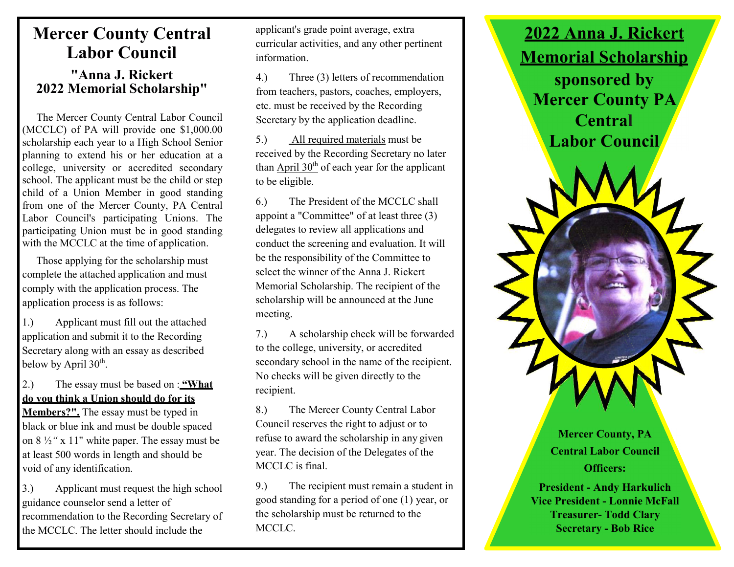# Mercer County Central Labor Council

## "Anna J. Rickert 2022 Memorial Scholarship"

The Mercer County Central Labor Council (MCCLC) of PA will provide one $1,000.00 scholarship each year to a High School Senior planning to extend his or her education at a college, university or accredited secondary school. The applicant must be the child or step child of a Union Member in good standing from one of the Mercer County, PA Central Labor Council's participating Unions. The participating Union must be in good standing with the MCCLC at the time of application.

Those applying for the scholarship must complete the attached application and must comply with the application process. The application process is as follows:

1.) Applicant must fill out the attached application and submit it to the Recording Secretary along with an essay as described below by April 30th.

2.) The essay must be based on : **"What do you think a Union should do for its Members?".** The essay must be typed in black or blue ink and must be double spaced on 8 ½" x 11" white paper. The essay must be at least 500 words in length and should be void of any identification.

3.) Applicant must request the high school guidance counselor send a letter of recommendation to the Recording Secretary of the MCCLC. The letter should include the applicant's grade point average, extra curricular activities, and any other pertinent information.

4.) Three (3) letters of recommendation from teachers, pastors, coaches, employers, etc. must be received by the Recording Secretary by the application deadline.

5.) All required materials must be received by the Recording Secretary no later than April 30th of each year for the applicant to be eligible.

6.) The President of the MCCLC shall appoint a "Committee" of at least three (3) delegates to review all applications and conduct the screening and evaluation. It will be the responsibility of the Committee to select the winner of the Anna J. Rickert Memorial Scholarship. The recipient of the scholarship will be announced at the June meeting.

7.) A scholarship check will be forwarded to the college, university, or accredited secondary school in the name of the recipient. No checks will be given directly to the recipient.

8.) The Mercer County Central Labor Council reserves the right to adjust or to refuse to award the scholarship in any given year. The decision of the Delegates of the MCCLC is final.

9.) The recipient must remain a student in good standing for a period of one (1) year, or the scholarship must be returned to the MCCLC.

# 2022 Anna J. Rickert Memorial Scholarship

**sponsored by Mercer County PA Central Labor Council**

**Mercer County, PA Central Labor Council Officers:**

**President - Andy Harkulich**
**Vice President - Lonnie McFall**
**Treasurer- Todd Clary**
**Secretary - Bob Rice**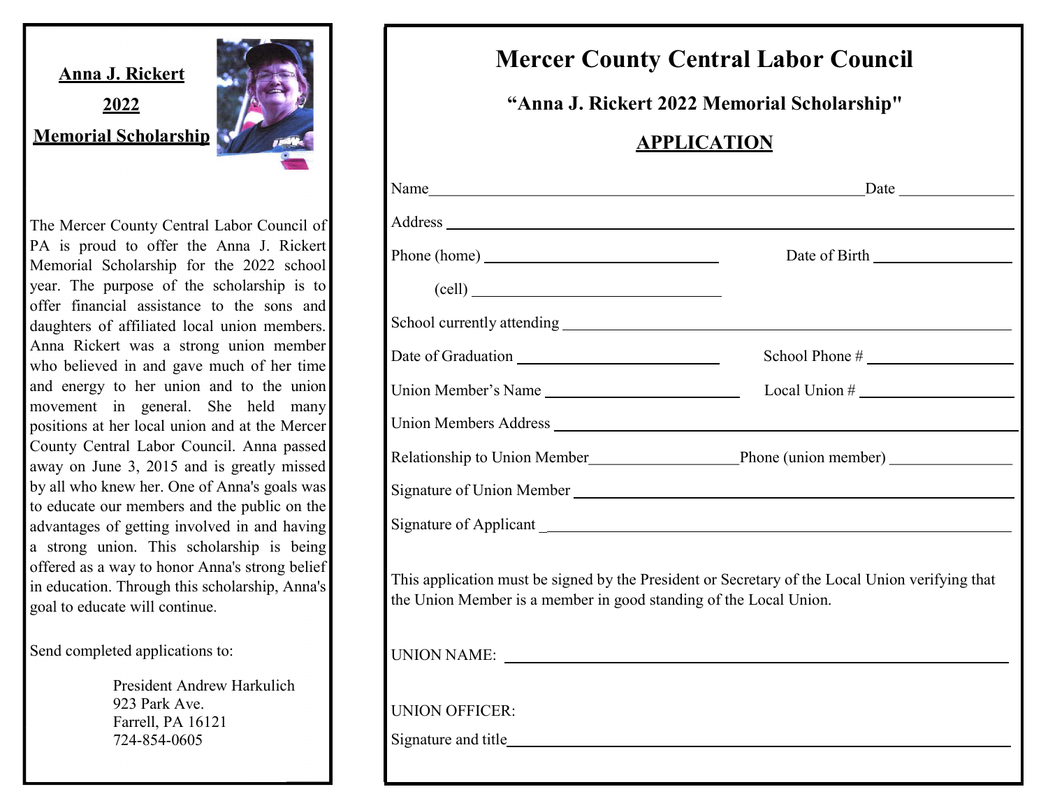**Anna J. Rickert**

**2022**

**Memorial Scholarship**

The Mercer County Central Labor Council of PA is proud to offer the Anna J. Rickert Memorial Scholarship for the 2022 school year. The purpose of the scholarship is to offer financial assistance to the sons and daughters of affiliated local union members. Anna Rickert was a strong union member who believed in and gave much of her time and energy to her union and to the union movement in general. She held many positions at her local union and at the Mercer County Central Labor Council. Anna passed away on June 3, 2015 and is greatly missed by all who knew her. One of Anna's goals was to educate our members and the public on the advantages of getting involved in and having a strong union. This scholarship is being offered as a way to honor Anna's strong belief in education. Through this scholarship, Anna's goal to educate will continue.

Send completed applications to:

President Andrew Harkulich
923 Park Ave.
Farrell, PA 16121
724-854-0605

# Mercer County Central Labor Council

## "Anna J. Rickert 2022 Memorial Scholarship"

## APPLICATION

Name____________________________________________ Date ______________

Address ________________________________________________________________

Phone (home) ____________________________ Date of Birth ________________

(cell) ____________________________

School currently attending ________________________________________________

Date of Graduation _________________________ School Phone # ________________

Union Member's Name _______________________ Local Union # _________________

Union Members Address ____________________________________________________

Relationship to Union Member________________Phone (union member) ______________

Signature of Union Member _________________________________________________

Signature of Applicant _____________________________________________________

This application must be signed by the President or Secretary of the Local Union verifying that the Union Member is a member in good standing of the Local Union.

UNION NAME: ____________________________________________________________

UNION OFFICER:

Signature and title__________________________________________________________